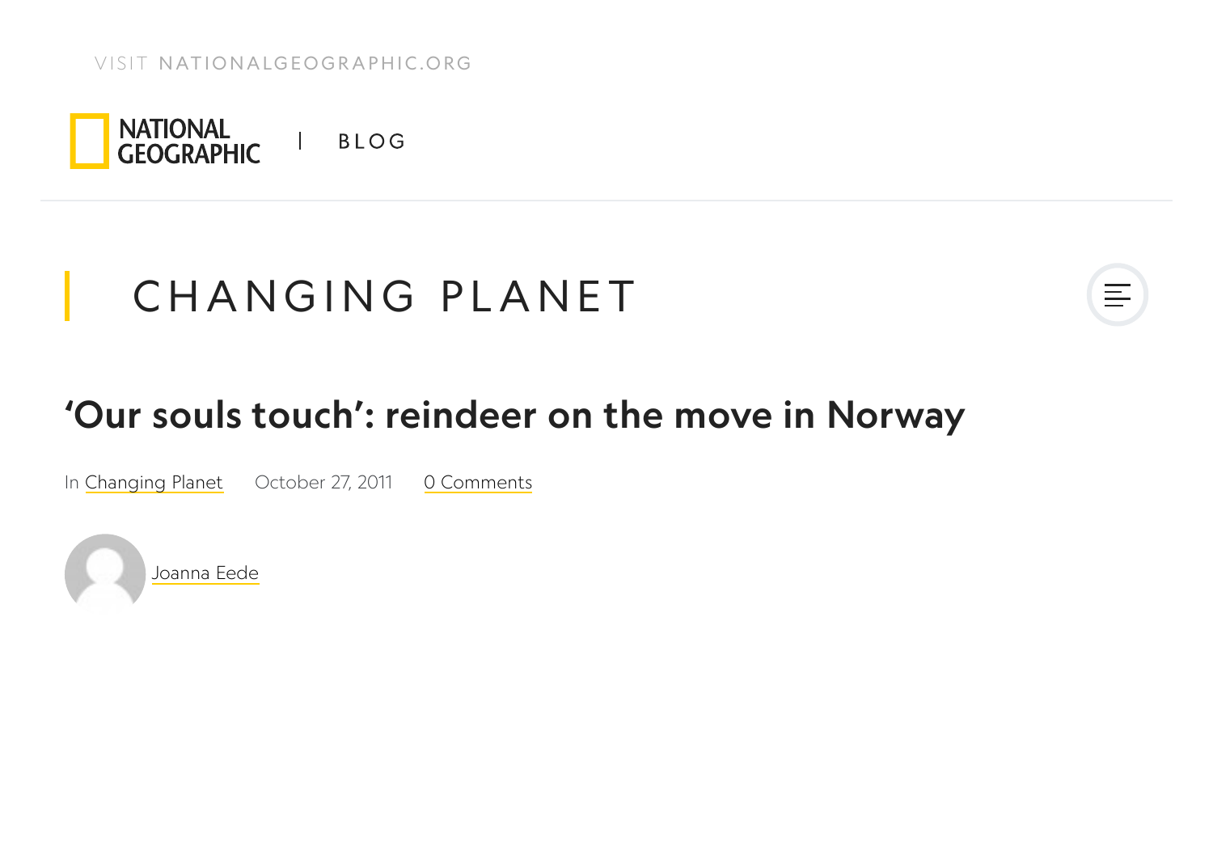VISIT NATIONALGEOGRAPHIC.ORG

NATIONAL GEOGRAPHIC | BLOG

## CHANGING PLANET

# ‘Our souls touch’: reindeer on the move in Norway

In Changing Planet    October 27, 2011    0 Comments

Joanna Eede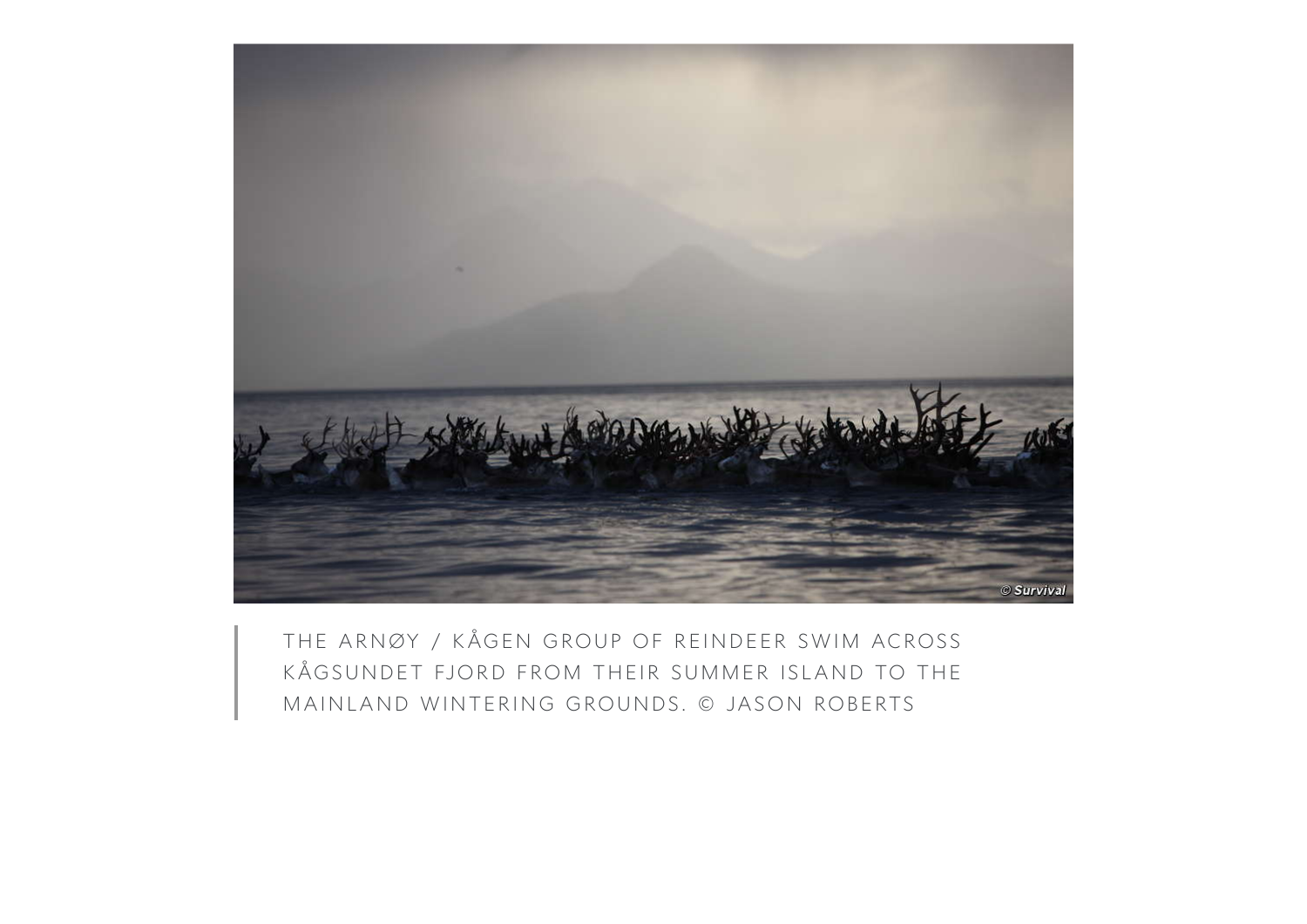THE ARNØY / KÅGEN GROUP OF REINDEER SWIM ACROSS KÅGSUNDET FJORD FROM THEIR SUMMER ISLAND TO THE MAINLAND WINTERING GROUNDS. © JASON ROBERTS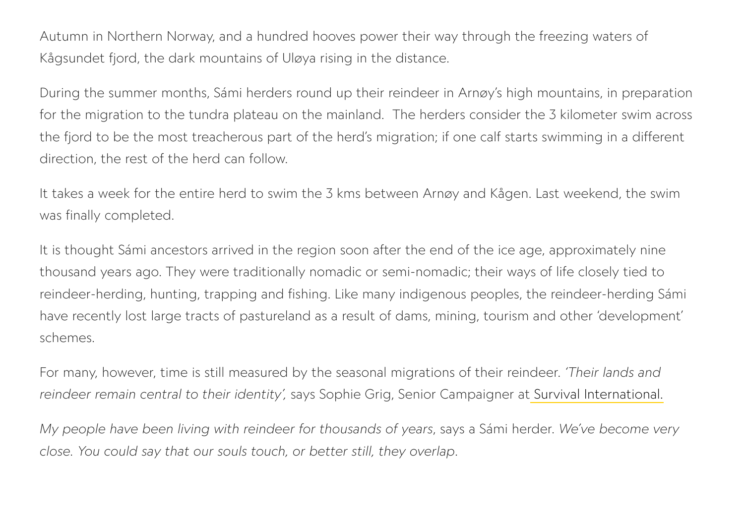Autumn in Northern Norway, and a hundred hooves power their way through the freezing waters of Kågsundet fjord, the dark mountains of Uløya rising in the distance.

During the summer months, Sámi herders round up their reindeer in Arnøy's high mountains, in preparation for the migration to the tundra plateau on the mainland.  The herders consider the 3 kilometer swim across the fjord to be the most treacherous part of the herd's migration; if one calf starts swimming in a different direction, the rest of the herd can follow.

It takes a week for the entire herd to swim the 3 kms between Arnøy and Kågen. Last weekend, the swim was finally completed.

It is thought Sámi ancestors arrived in the region soon after the end of the ice age, approximately nine thousand years ago. They were traditionally nomadic or semi-nomadic; their ways of life closely tied to reindeer-herding, hunting, trapping and fishing. Like many indigenous peoples, the reindeer-herding Sámi have recently lost large tracts of pastureland as a result of dams, mining, tourism and other 'development' schemes.

For many, however, time is still measured by the seasonal migrations of their reindeer. *'Their lands and reindeer remain central to their identity',* says Sophie Grig, Senior Campaigner at Survival International.

*My people have been living with reindeer for thousands of years*, says a Sámi herder. *We've become very close. You could say that our souls touch, or better still, they overlap.*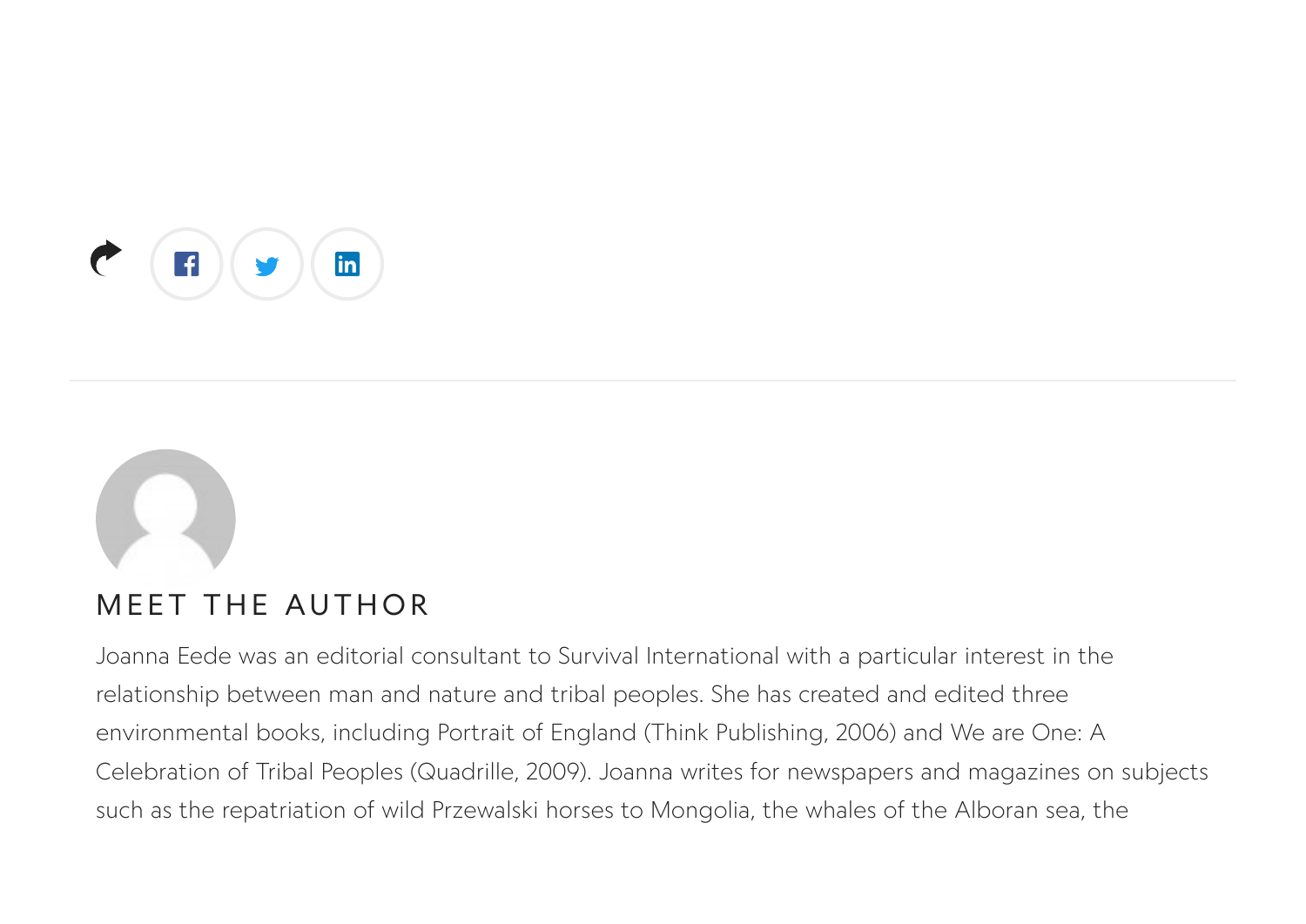## MEET THE AUTHOR

Joanna Eede was an editorial consultant to Survival International with a particular interest in the relationship between man and nature and tribal peoples. She has created and edited three environmental books, including Portrait of England (Think Publishing, 2006) and We are One: A Celebration of Tribal Peoples (Quadrille, 2009). Joanna writes for newspapers and magazines on subjects such as the repatriation of wild Przewalski horses to Mongolia, the whales of the Alboran sea, the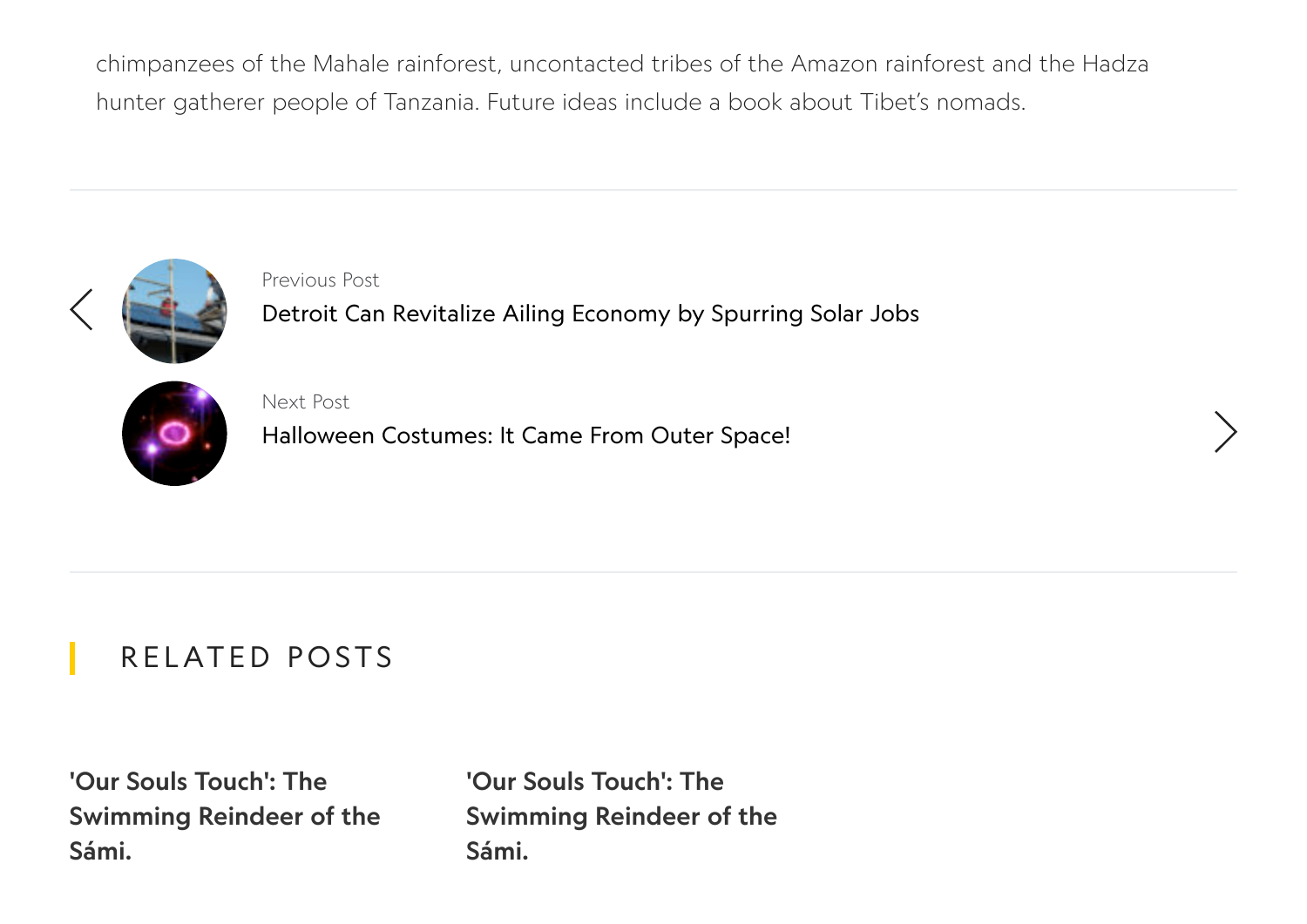chimpanzees of the Mahale rainforest, uncontacted tribes of the Amazon rainforest and the Hadza hunter gatherer people of Tanzania. Future ideas include a book about Tibet's nomads.

---

Previous Post
Detroit Can Revitalize Ailing Economy by Spurring Solar Jobs

Next Post
Halloween Costumes: It Came From Outer Space!

---

## RELATED POSTS

**'Our Souls Touch': The Swimming Reindeer of the Sámi.**

**'Our Souls Touch': The Swimming Reindeer of the Sámi.**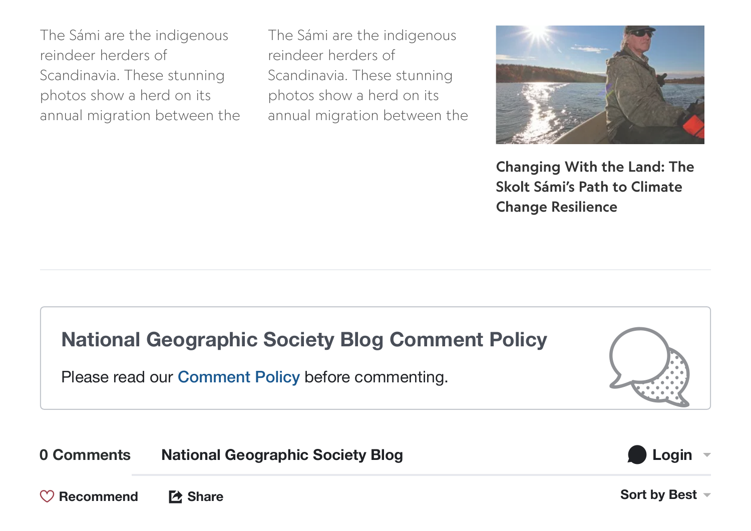The Sámi are the indigenous reindeer herders of Scandinavia. These stunning photos show a herd on its annual migration between the

The Sámi are the indigenous reindeer herders of Scandinavia. These stunning photos show a herd on its annual migration between the

**Changing With the Land: The Skolt Sámi's Path to Climate Change Resilience**

---

## National Geographic Society Blog Comment Policy

Please read our Comment Policy before commenting.

**0 Comments** **National Geographic Society Blog** **Login**

**Recommend** **Share** **Sort by Best**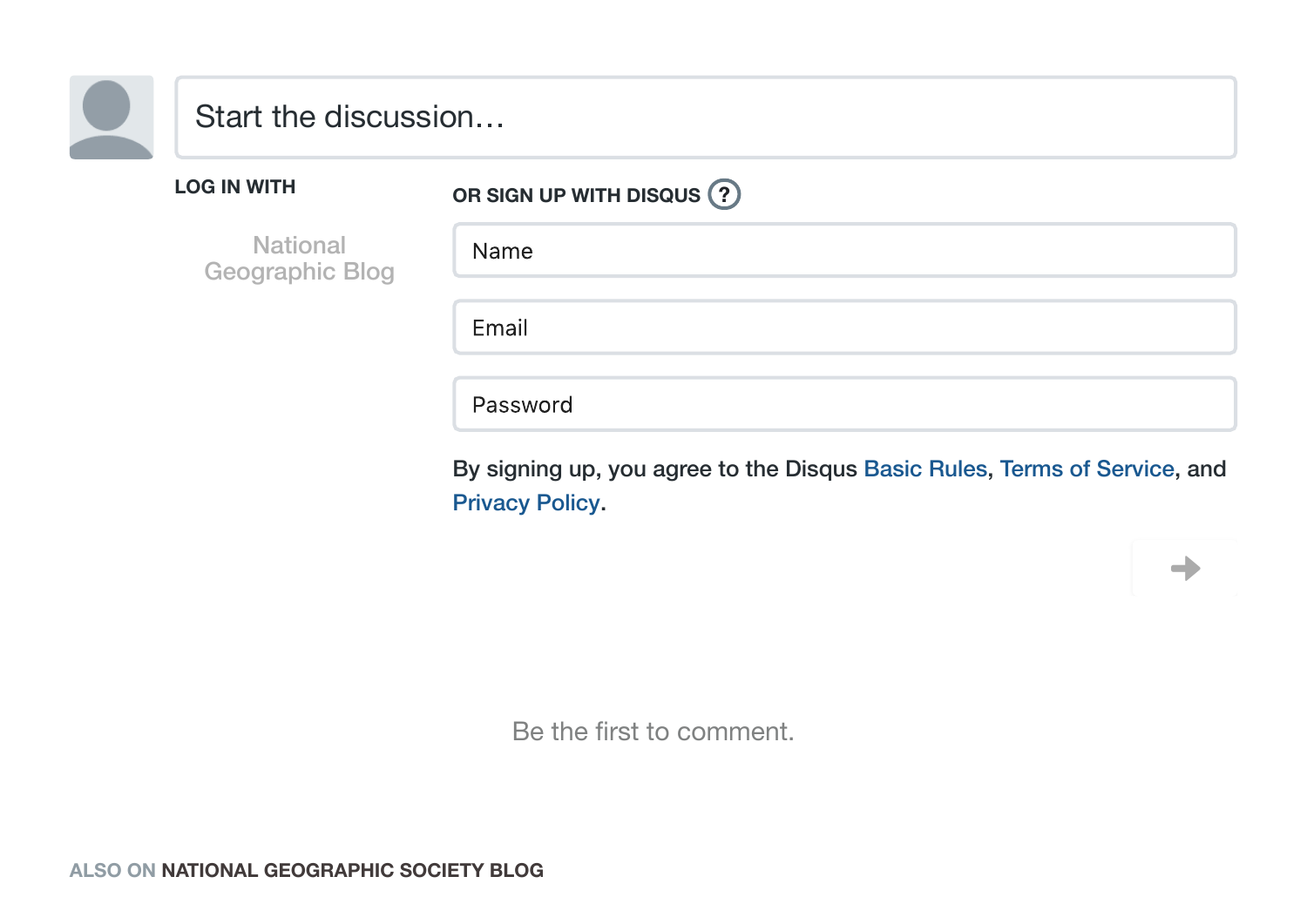Start the discussion…

**LOG IN WITH**

National Geographic Blog

**OR SIGN UP WITH DISQUS** ?

Name

Email

Password

By signing up, you agree to the Disqus Basic Rules, Terms of Service, and Privacy Policy.

Be the first to comment.

ALSO ON **NATIONAL GEOGRAPHIC SOCIETY BLOG**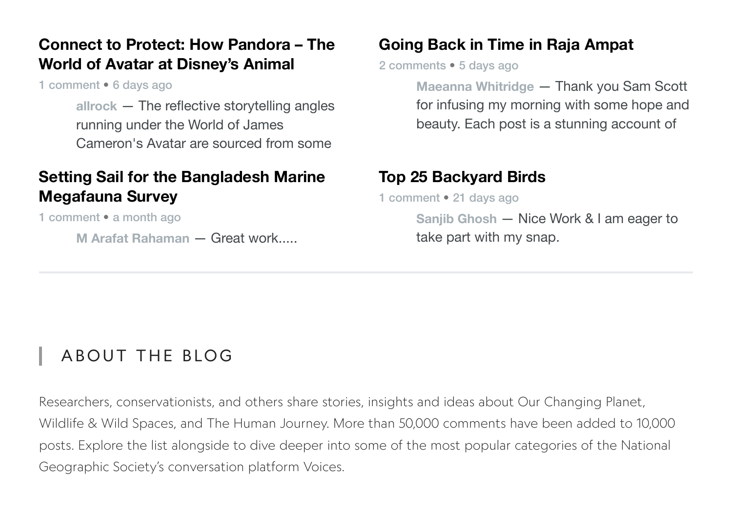### Connect to Protect: How Pandora – The World of Avatar at Disney's Animal

1 comment • 6 days ago

> **allrock** — The reflective storytelling angles running under the World of James Cameron's Avatar are sourced from some

### Going Back in Time in Raja Ampat

2 comments • 5 days ago

> **Maeanna Whitridge** — Thank you Sam Scott for infusing my morning with some hope and beauty. Each post is a stunning account of

### Setting Sail for the Bangladesh Marine Megafauna Survey

1 comment • a month ago

> **M Arafat Rahaman** — Great work.....

### Top 25 Backyard Birds

1 comment • 21 days ago

> **Sanjib Ghosh** — Nice Work & I am eager to take part with my snap.

---

## ABOUT THE BLOG

Researchers, conservationists, and others share stories, insights and ideas about Our Changing Planet, Wildlife & Wild Spaces, and The Human Journey. More than 50,000 comments have been added to 10,000 posts. Explore the list alongside to dive deeper into some of the most popular categories of the National Geographic Society's conversation platform Voices.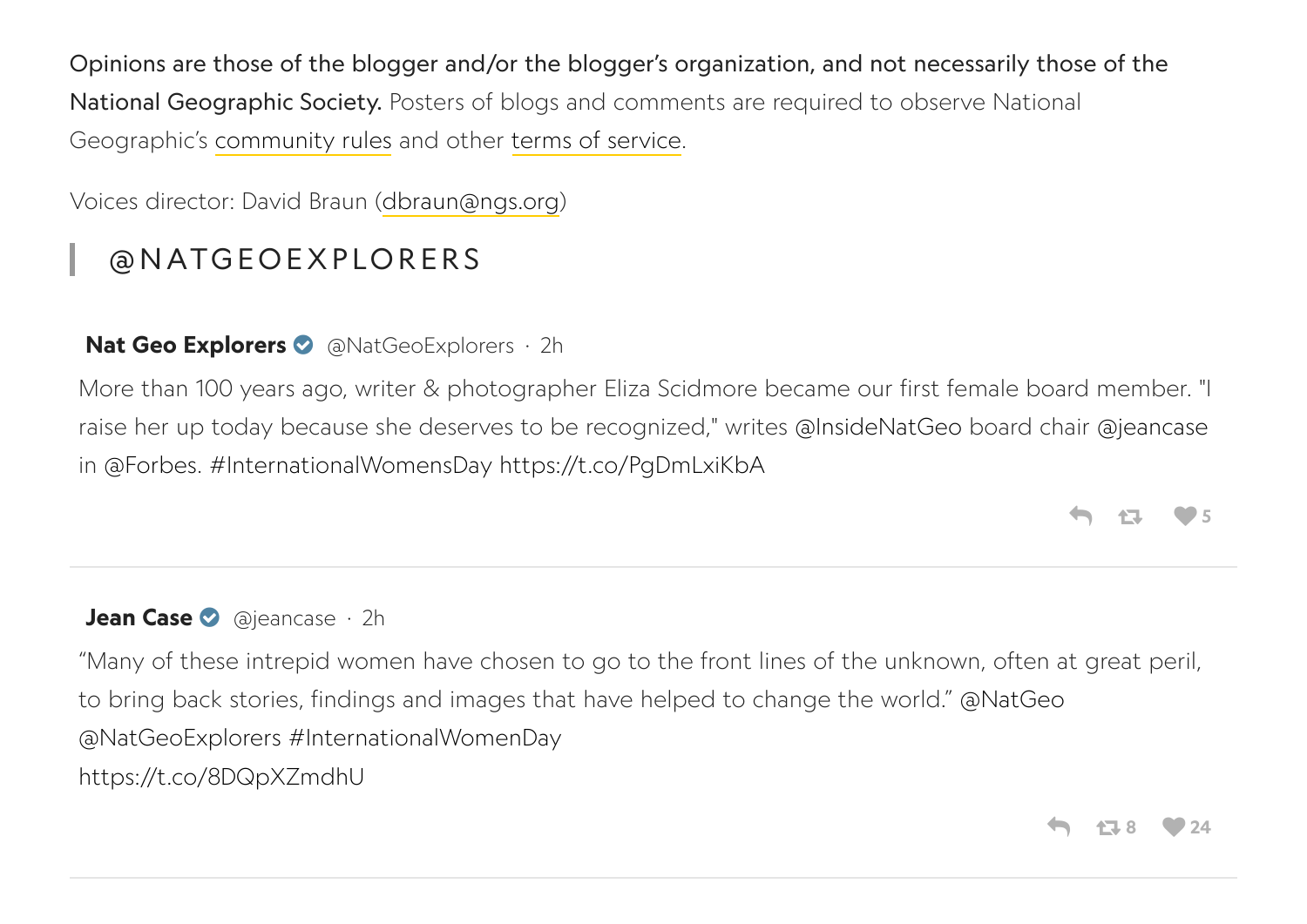**Opinions are those of the blogger and/or the blogger's organization, and not necessarily those of the National Geographic Society.** Posters of blogs and comments are required to observe National Geographic's community rules and other terms of service.

Voices director: David Braun (dbraun@ngs.org)

## @NATGEOEXPLORERS

**Nat Geo Explorers** @NatGeoExplorers · 2h

More than 100 years ago, writer & photographer Eliza Scidmore became our first female board member. "I raise her up today because she deserves to be recognized," writes @InsideNatGeo board chair @jeancase in @Forbes. #InternationalWomensDay https://t.co/PgDmLxiKbA

5

---

**Jean Case** @jeancase · 2h

"Many of these intrepid women have chosen to go to the front lines of the unknown, often at great peril, to bring back stories, findings and images that have helped to change the world." @NatGeo @NatGeoExplorers #InternationalWomenDay
https://t.co/8DQpXZmdhU

8 24

---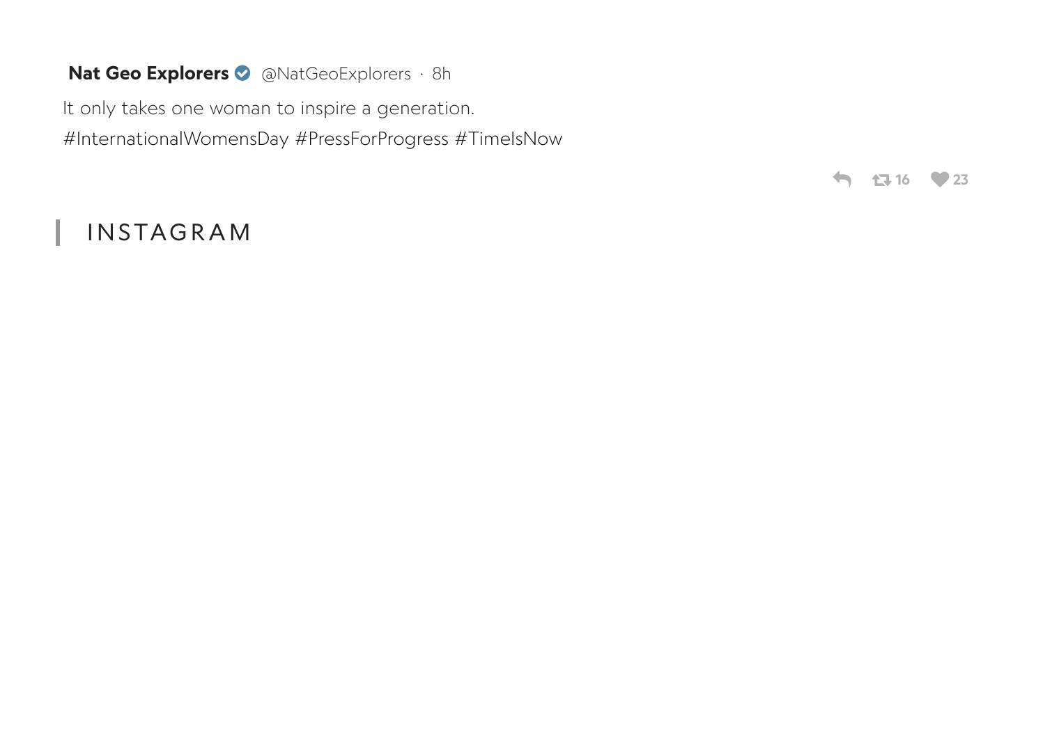**Nat Geo Explorers** @NatGeoExplorers · 8h

It only takes one woman to inspire a generation.

#InternationalWomensDay #PressForProgress #TimeIsNow

16 23

## INSTAGRAM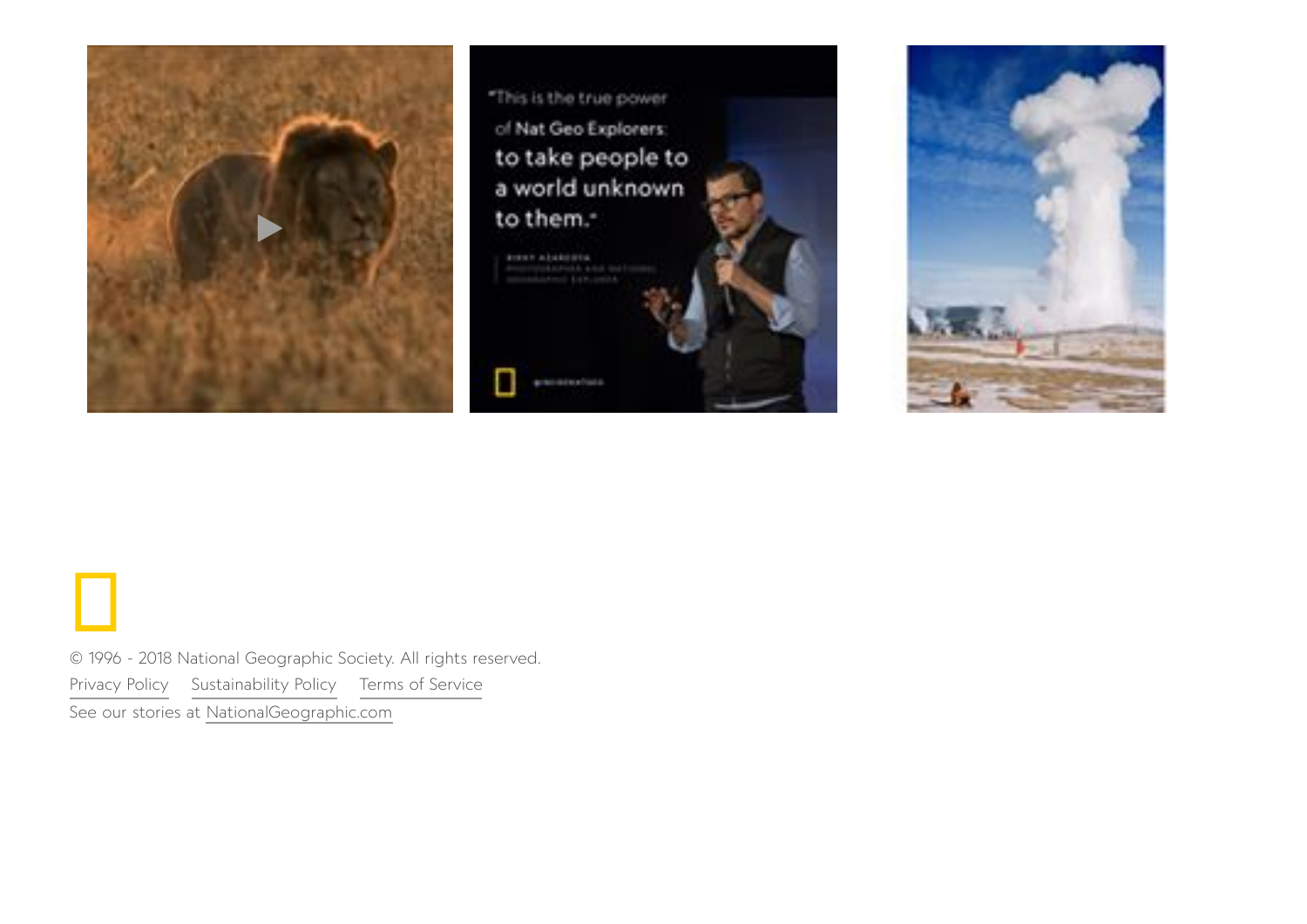© 1996 - 2018 National Geographic Society. All rights reserved.

Privacy Policy Sustainability Policy Terms of Service

See our stories at NationalGeographic.com